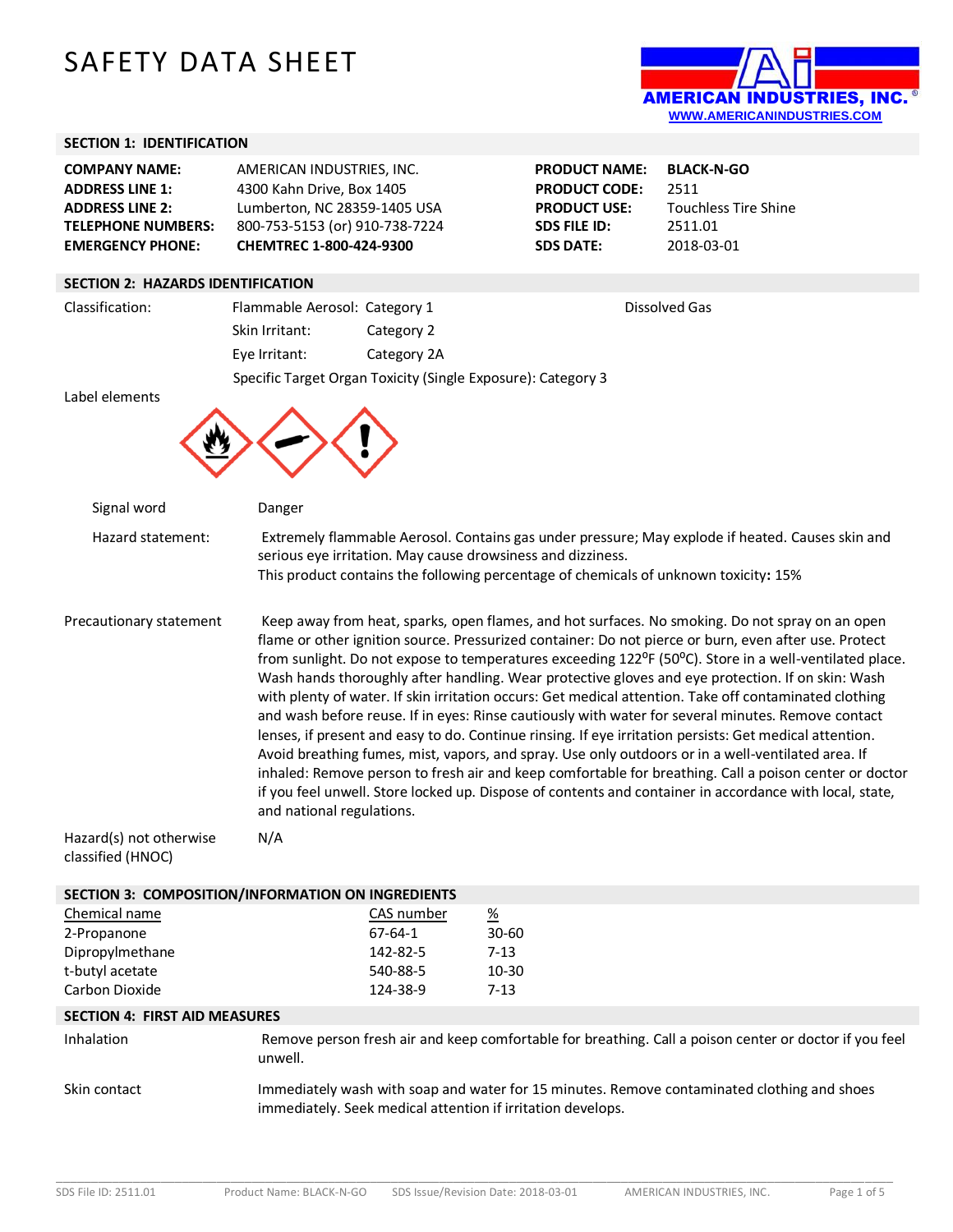# SAFETY DATA SHEET

AMERICAN INDUSTRIES, INC.
WWW.AMERICANINDUSTRIES.COM

## SECTION 1: IDENTIFICATION

| | | | |
|---|---|---|---|
| **COMPANY NAME:** | AMERICAN INDUSTRIES, INC. | **PRODUCT NAME:** | **BLACK-N-GO** |
| **ADDRESS LINE 1:** | 4300 Kahn Drive, Box 1405 | **PRODUCT CODE:** | 2511 |
| **ADDRESS LINE 2:** | Lumberton, NC 28359-1405 USA | **PRODUCT USE:** | Touchless Tire Shine |
| **TELEPHONE NUMBERS:** | 800-753-5153 (or) 910-738-7224 | **SDS FILE ID:** | 2511.01 |
| **EMERGENCY PHONE:** | **CHEMTREC 1-800-424-9300** | **SDS DATE:** | 2018-03-01 |

## SECTION 2: HAZARDS IDENTIFICATION

Classification:
- Flammable Aerosol: Category 1 — Dissolved Gas
- Skin Irritant: Category 2
- Eye Irritant: Category 2A
- Specific Target Organ Toxicity (Single Exposure): Category 3

Label elements

Signal word: Danger

Hazard statement: Extremely flammable Aerosol. Contains gas under pressure; May explode if heated. Causes skin and serious eye irritation. May cause drowsiness and dizziness.
This product contains the following percentage of chemicals of unknown toxicity**:** 15%

Precautionary statement: Keep away from heat, sparks, open flames, and hot surfaces. No smoking. Do not spray on an open flame or other ignition source. Pressurized container: Do not pierce or burn, even after use. Protect from sunlight. Do not expose to temperatures exceeding 122°F (50°C). Store in a well-ventilated place. Wash hands thoroughly after handling. Wear protective gloves and eye protection. If on skin: Wash with plenty of water. If skin irritation occurs: Get medical attention. Take off contaminated clothing and wash before reuse. If in eyes: Rinse cautiously with water for several minutes. Remove contact lenses, if present and easy to do. Continue rinsing. If eye irritation persists: Get medical attention. Avoid breathing fumes, mist, vapors, and spray. Use only outdoors or in a well-ventilated area. If inhaled: Remove person to fresh air and keep comfortable for breathing. Call a poison center or doctor if you feel unwell. Store locked up. Dispose of contents and container in accordance with local, state, and national regulations.

Hazard(s) not otherwise classified (HNOC): N/A

## SECTION 3: COMPOSITION/INFORMATION ON INGREDIENTS

| Chemical name | CAS number | % |
|---|---|---|
| 2-Propanone | 67-64-1 | 30-60 |
| Dipropylmethane | 142-82-5 | 7-13 |
| t-butyl acetate | 540-88-5 | 10-30 |
| Carbon Dioxide | 124-38-9 | 7-13 |

## SECTION 4: FIRST AID MEASURES

Inhalation: Remove person fresh air and keep comfortable for breathing. Call a poison center or doctor if you feel unwell.

Skin contact: Immediately wash with soap and water for 15 minutes. Remove contaminated clothing and shoes immediately. Seek medical attention if irritation develops.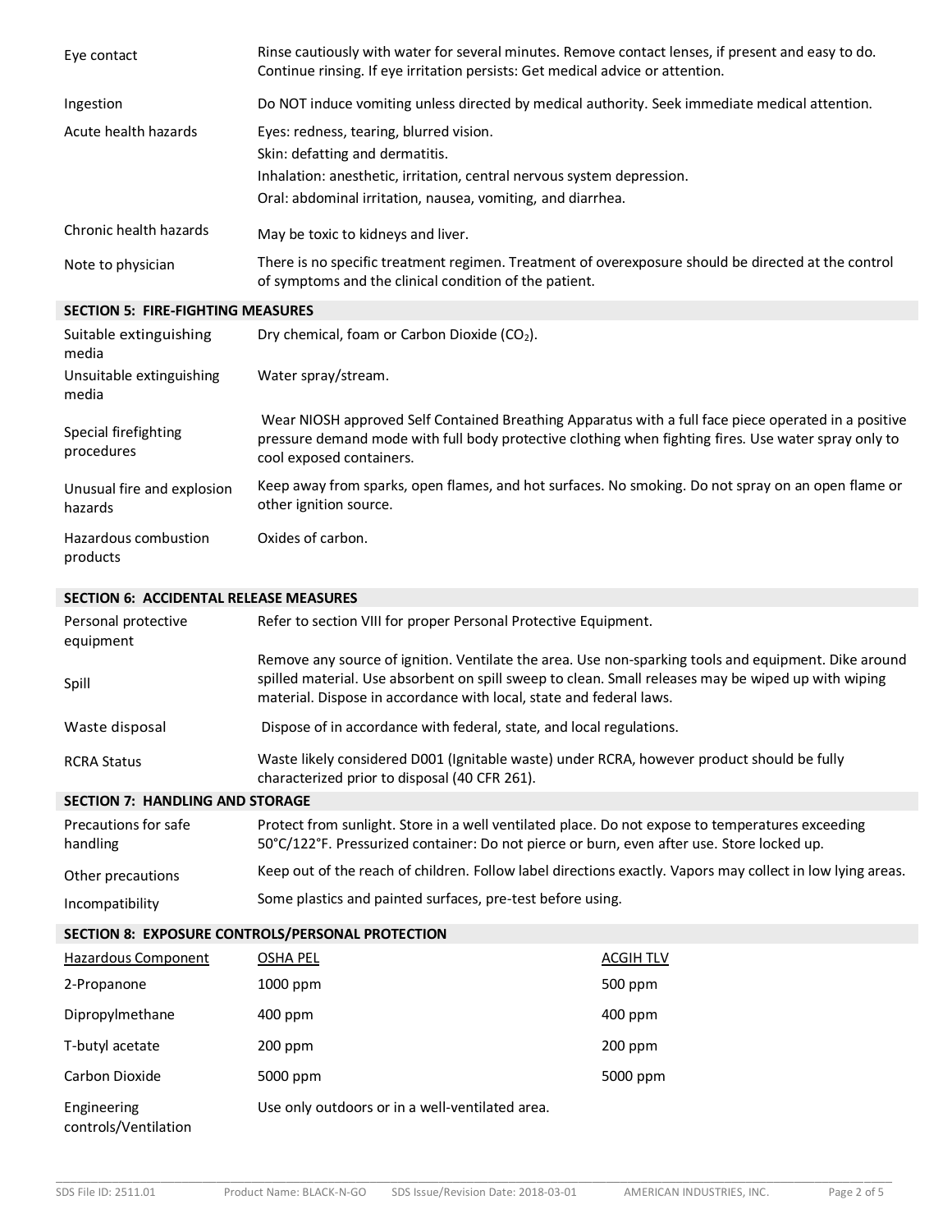| | |
|---|---|
| Eye contact | Rinse cautiously with water for several minutes. Remove contact lenses, if present and easy to do. Continue rinsing. If eye irritation persists: Get medical advice or attention. |
| Ingestion | Do NOT induce vomiting unless directed by medical authority. Seek immediate medical attention. |
| Acute health hazards | Eyes: redness, tearing, blurred vision.<br>Skin: defatting and dermatitis.<br>Inhalation: anesthetic, irritation, central nervous system depression.<br>Oral: abdominal irritation, nausea, vomiting, and diarrhea. |
| Chronic health hazards | May be toxic to kidneys and liver. |
| Note to physician | There is no specific treatment regimen. Treatment of overexposure should be directed at the control of symptoms and the clinical condition of the patient. |

## SECTION 5: FIRE-FIGHTING MEASURES

| | |
|---|---|
| Suitable extinguishing media | Dry chemical, foam or Carbon Dioxide ($CO_2$). |
| Unsuitable extinguishing media | Water spray/stream. |
| Special firefighting procedures | Wear NIOSH approved Self Contained Breathing Apparatus with a full face piece operated in a positive pressure demand mode with full body protective clothing when fighting fires. Use water spray only to cool exposed containers. |
| Unusual fire and explosion hazards | Keep away from sparks, open flames, and hot surfaces. No smoking. Do not spray on an open flame or other ignition source. |
| Hazardous combustion products | Oxides of carbon. |

## SECTION 6: ACCIDENTAL RELEASE MEASURES

| | |
|---|---|
| Personal protective equipment | Refer to section VIII for proper Personal Protective Equipment. |
| Spill | Remove any source of ignition. Ventilate the area. Use non-sparking tools and equipment. Dike around spilled material. Use absorbent on spill sweep to clean. Small releases may be wiped up with wiping material. Dispose in accordance with local, state and federal laws. |
| Waste disposal | Dispose of in accordance with federal, state, and local regulations. |
| RCRA Status | Waste likely considered D001 (Ignitable waste) under RCRA, however product should be fully characterized prior to disposal (40 CFR 261). |

## SECTION 7: HANDLING AND STORAGE

| | |
|---|---|
| Precautions for safe handling | Protect from sunlight. Store in a well ventilated place. Do not expose to temperatures exceeding 50°C/122°F. Pressurized container: Do not pierce or burn, even after use. Store locked up. |
| Other precautions | Keep out of the reach of children. Follow label directions exactly. Vapors may collect in low lying areas. |
| Incompatibility | Some plastics and painted surfaces, pre-test before using. |

## SECTION 8: EXPOSURE CONTROLS/PERSONAL PROTECTION

| Hazardous Component | OSHA PEL | ACGIH TLV |
|---|---|---|
| 2-Propanone | 1000 ppm | 500 ppm |
| Dipropylmethane | 400 ppm | 400 ppm |
| T-butyl acetate | 200 ppm | 200 ppm |
| Carbon Dioxide | 5000 ppm | 5000 ppm |

| | |
|---|---|
| Engineering controls/Ventilation | Use only outdoors or in a well-ventilated area. |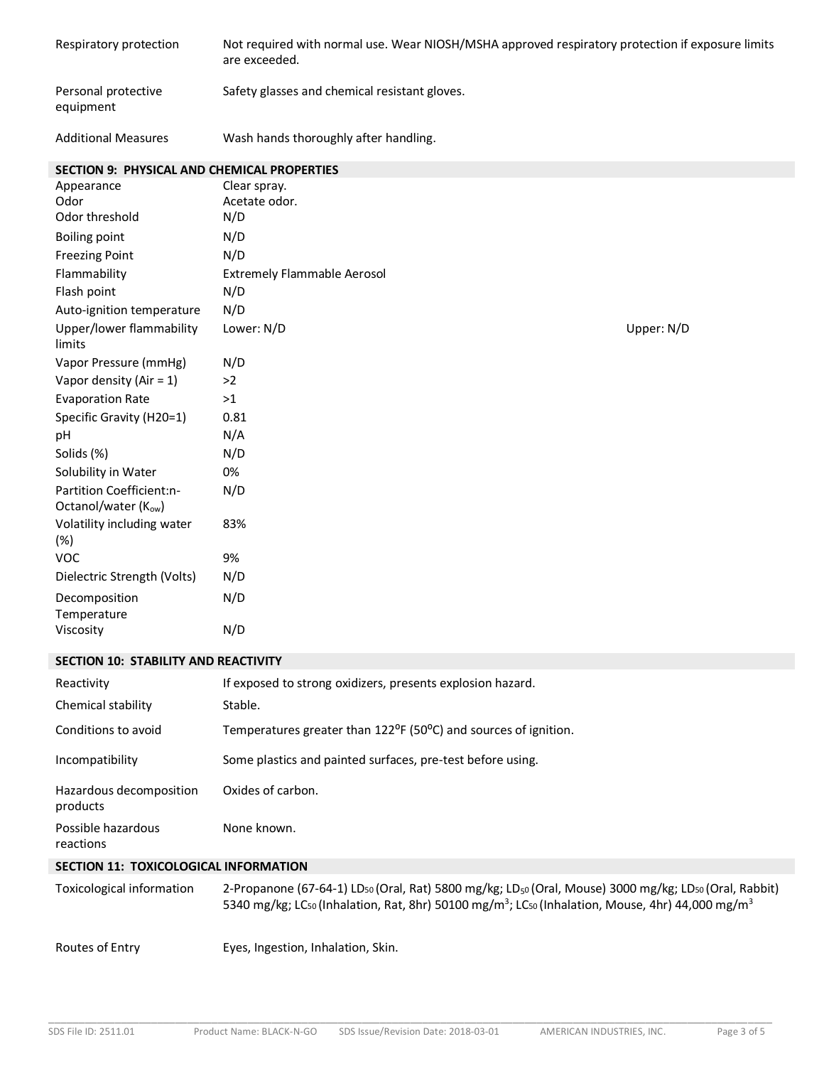| | |
|---|---|
| Respiratory protection | Not required with normal use. Wear NIOSH/MSHA approved respiratory protection if exposure limits are exceeded. |
| Personal protective equipment | Safety glasses and chemical resistant gloves. |
| Additional Measures | Wash hands thoroughly after handling. |

## SECTION 9: PHYSICAL AND CHEMICAL PROPERTIES

| | | |
|---|---|---|
| Appearance | Clear spray. | |
| Odor | Acetate odor. | |
| Odor threshold | N/D | |
| Boiling point | N/D | |
| Freezing Point | N/D | |
| Flammability | Extremely Flammable Aerosol | |
| Flash point | N/D | |
| Auto-ignition temperature | N/D | |
| Upper/lower flammability limits | Lower: N/D | Upper: N/D |
| Vapor Pressure (mmHg) | N/D | |
| Vapor density (Air = 1) | >2 | |
| Evaporation Rate | >1 | |
| Specific Gravity (H20=1) | 0.81 | |
| pH | N/A | |
| Solids (%) | N/D | |
| Solubility in Water | 0% | |
| Partition Coefficient:n-Octanol/water ($K_{ow}$) | N/D | |
| Volatility including water (%) | 83% | |
| VOC | 9% | |
| Dielectric Strength (Volts) | N/D | |
| Decomposition Temperature | N/D | |
| Viscosity | N/D | |

## SECTION 10: STABILITY AND REACTIVITY

| | |
|---|---|
| Reactivity | If exposed to strong oxidizers, presents explosion hazard. |
| Chemical stability | Stable. |
| Conditions to avoid | Temperatures greater than 122°F (50°C) and sources of ignition. |
| Incompatibility | Some plastics and painted surfaces, pre-test before using. |
| Hazardous decomposition products | Oxides of carbon. |
| Possible hazardous reactions | None known. |

## SECTION 11: TOXICOLOGICAL INFORMATION

| | |
|---|---|
| Toxicological information | 2-Propanone (67-64-1) $LD_{50}$ (Oral, Rat) 5800 mg/kg; $LD_{50}$ (Oral, Mouse) 3000 mg/kg; $LD_{50}$ (Oral, Rabbit) 5340 mg/kg; $LC_{50}$ (Inhalation, Rat, 8hr) 50100 $mg/m^3$; $LC_{50}$ (Inhalation, Mouse, 4hr) 44,000 $mg/m^3$ |
| Routes of Entry | Eyes, Ingestion, Inhalation, Skin. |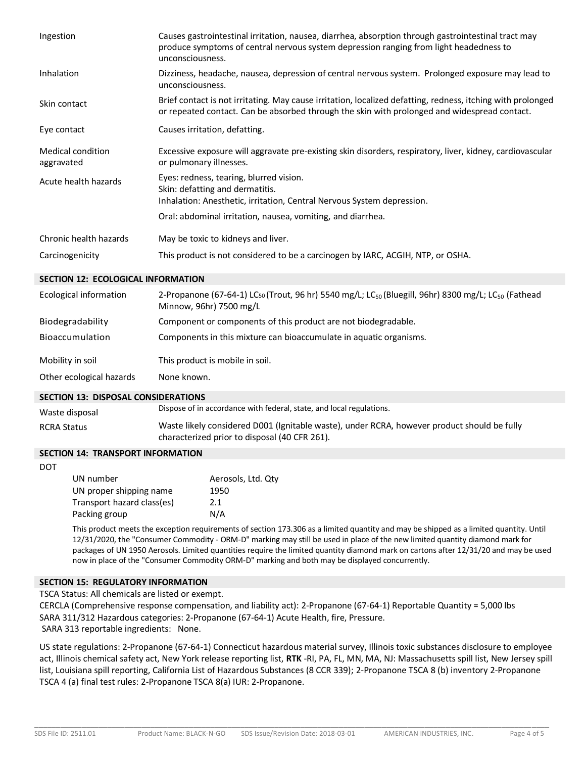| | |
|---|---|
| Ingestion | Causes gastrointestinal irritation, nausea, diarrhea, absorption through gastrointestinal tract may produce symptoms of central nervous system depression ranging from light headedness to unconsciousness. |
| Inhalation | Dizziness, headache, nausea, depression of central nervous system. Prolonged exposure may lead to unconsciousness. |
| Skin contact | Brief contact is not irritating. May cause irritation, localized defatting, redness, itching with prolonged or repeated contact. Can be absorbed through the skin with prolonged and widespread contact. |
| Eye contact | Causes irritation, defatting. |
| Medical condition aggravated | Excessive exposure will aggravate pre-existing skin disorders, respiratory, liver, kidney, cardiovascular or pulmonary illnesses. |
| Acute health hazards | Eyes: redness, tearing, blurred vision.<br>Skin: defatting and dermatitis.<br>Inhalation: Anesthetic, irritation, Central Nervous System depression.<br>Oral: abdominal irritation, nausea, vomiting, and diarrhea. |
| Chronic health hazards | May be toxic to kidneys and liver. |
| Carcinogenicity | This product is not considered to be a carcinogen by IARC, ACGIH, NTP, or OSHA. |

## SECTION 12: ECOLOGICAL INFORMATION

| | |
|---|---|
| Ecological information | 2-Propanone (67-64-1) $LC_{50}$ (Trout, 96 hr) 5540 mg/L; $LC_{50}$ (Bluegill, 96hr) 8300 mg/L; $LC_{50}$ (Fathead Minnow, 96hr) 7500 mg/L |
| Biodegradability | Component or components of this product are not biodegradable. |
| Bioaccumulation | Components in this mixture can bioaccumulate in aquatic organisms. |
| Mobility in soil | This product is mobile in soil. |
| Other ecological hazards | None known. |

## SECTION 13: DISPOSAL CONSIDERATIONS

| | |
|---|---|
| Waste disposal | Dispose of in accordance with federal, state, and local regulations. |
| RCRA Status | Waste likely considered D001 (Ignitable waste), under RCRA, however product should be fully characterized prior to disposal (40 CFR 261). |

## SECTION 14: TRANSPORT INFORMATION

DOT

| | |
|---|---|
| UN number | Aerosols, Ltd. Qty |
| UN proper shipping name | 1950 |
| Transport hazard class(es) | 2.1 |
| Packing group | N/A |

This product meets the exception requirements of section 173.306 as a limited quantity and may be shipped as a limited quantity. Until 12/31/2020, the "Consumer Commodity - ORM-D" marking may still be used in place of the new limited quantity diamond mark for packages of UN 1950 Aerosols. Limited quantities require the limited quantity diamond mark on cartons after 12/31/20 and may be used now in place of the "Consumer Commodity ORM-D" marking and both may be displayed concurrently.

## SECTION 15: REGULATORY INFORMATION

TSCA Status: All chemicals are listed or exempt.
CERCLA (Comprehensive response compensation, and liability act): 2-Propanone (67-64-1) Reportable Quantity = 5,000 lbs
SARA 311/312 Hazardous categories: 2-Propanone (67-64-1) Acute Health, fire, Pressure.
SARA 313 reportable ingredients: None.

US state regulations: 2-Propanone (67-64-1) Connecticut hazardous material survey, Illinois toxic substances disclosure to employee act, Illinois chemical safety act, New York release reporting list, **RTK** -RI, PA, FL, MN, MA, NJ: Massachusetts spill list, New Jersey spill list, Louisiana spill reporting, California List of Hazardous Substances (8 CCR 339); 2-Propanone TSCA 8 (b) inventory 2-Propanone TSCA 4 (a) final test rules: 2-Propanone TSCA 8(a) IUR: 2-Propanone.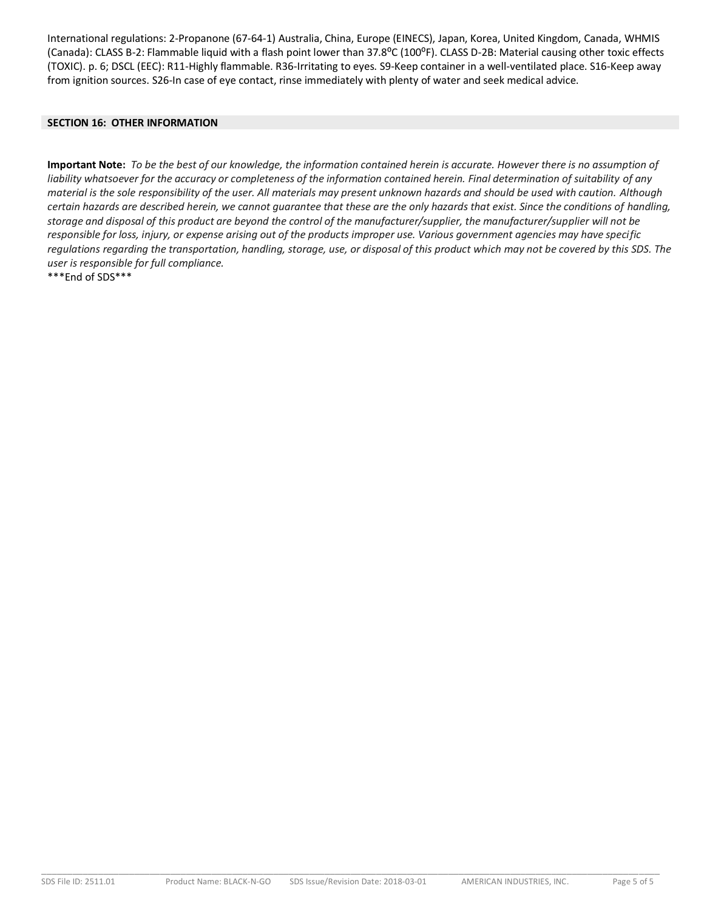International regulations: 2-Propanone (67-64-1) Australia, China, Europe (EINECS), Japan, Korea, United Kingdom, Canada, WHMIS (Canada): CLASS B-2: Flammable liquid with a flash point lower than 37.8$^{o}$C (100$^{o}$F). CLASS D-2B: Material causing other toxic effects (TOXIC). p. 6; DSCL (EEC): R11-Highly flammable. R36-Irritating to eyes. S9-Keep container in a well-ventilated place. S16-Keep away from ignition sources. S26-In case of eye contact, rinse immediately with plenty of water and seek medical advice.

## SECTION 16: OTHER INFORMATION

**Important Note:** *To be the best of our knowledge, the information contained herein is accurate. However there is no assumption of liability whatsoever for the accuracy or completeness of the information contained herein. Final determination of suitability of any material is the sole responsibility of the user. All materials may present unknown hazards and should be used with caution. Although certain hazards are described herein, we cannot guarantee that these are the only hazards that exist. Since the conditions of handling, storage and disposal of this product are beyond the control of the manufacturer/supplier, the manufacturer/supplier will not be responsible for loss, injury, or expense arising out of the products improper use. Various government agencies may have specific regulations regarding the transportation, handling, storage, use, or disposal of this product which may not be covered by this SDS. The user is responsible for full compliance.*

***End of SDS***